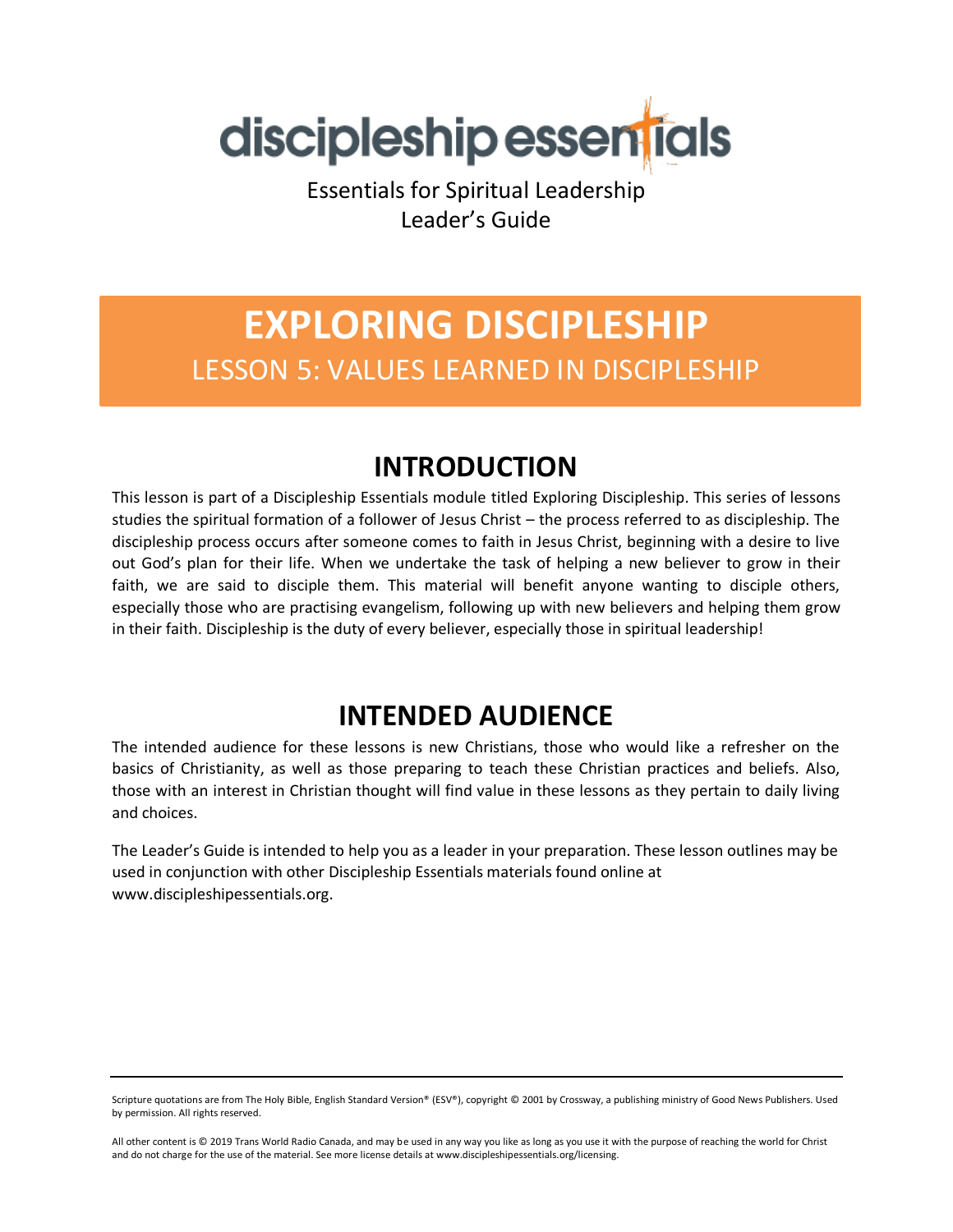discipleship essentials

Essentials for Spiritual Leadership
Leader's Guide

# EXPLORING DISCIPLESHIP

## LESSON 5: VALUES LEARNED IN DISCIPLESHIP

## INTRODUCTION

This lesson is part of a Discipleship Essentials module titled Exploring Discipleship. This series of lessons studies the spiritual formation of a follower of Jesus Christ – the process referred to as discipleship. The discipleship process occurs after someone comes to faith in Jesus Christ, beginning with a desire to live out God's plan for their life. When we undertake the task of helping a new believer to grow in their faith, we are said to disciple them. This material will benefit anyone wanting to disciple others, especially those who are practising evangelism, following up with new believers and helping them grow in their faith. Discipleship is the duty of every believer, especially those in spiritual leadership!

## INTENDED AUDIENCE

The intended audience for these lessons is new Christians, those who would like a refresher on the basics of Christianity, as well as those preparing to teach these Christian practices and beliefs. Also, those with an interest in Christian thought will find value in these lessons as they pertain to daily living and choices.

The Leader's Guide is intended to help you as a leader in your preparation. These lesson outlines may be used in conjunction with other Discipleship Essentials materials found online at www.discipleshipessentials.org.

---

Scripture quotations are from The Holy Bible, English Standard Version® (ESV®), copyright © 2001 by Crossway, a publishing ministry of Good News Publishers. Used by permission. All rights reserved.

All other content is © 2019 Trans World Radio Canada, and may be used in any way you like as long as you use it with the purpose of reaching the world for Christ and do not charge for the use of the material. See more license details at www.discipleshipessentials.org/licensing.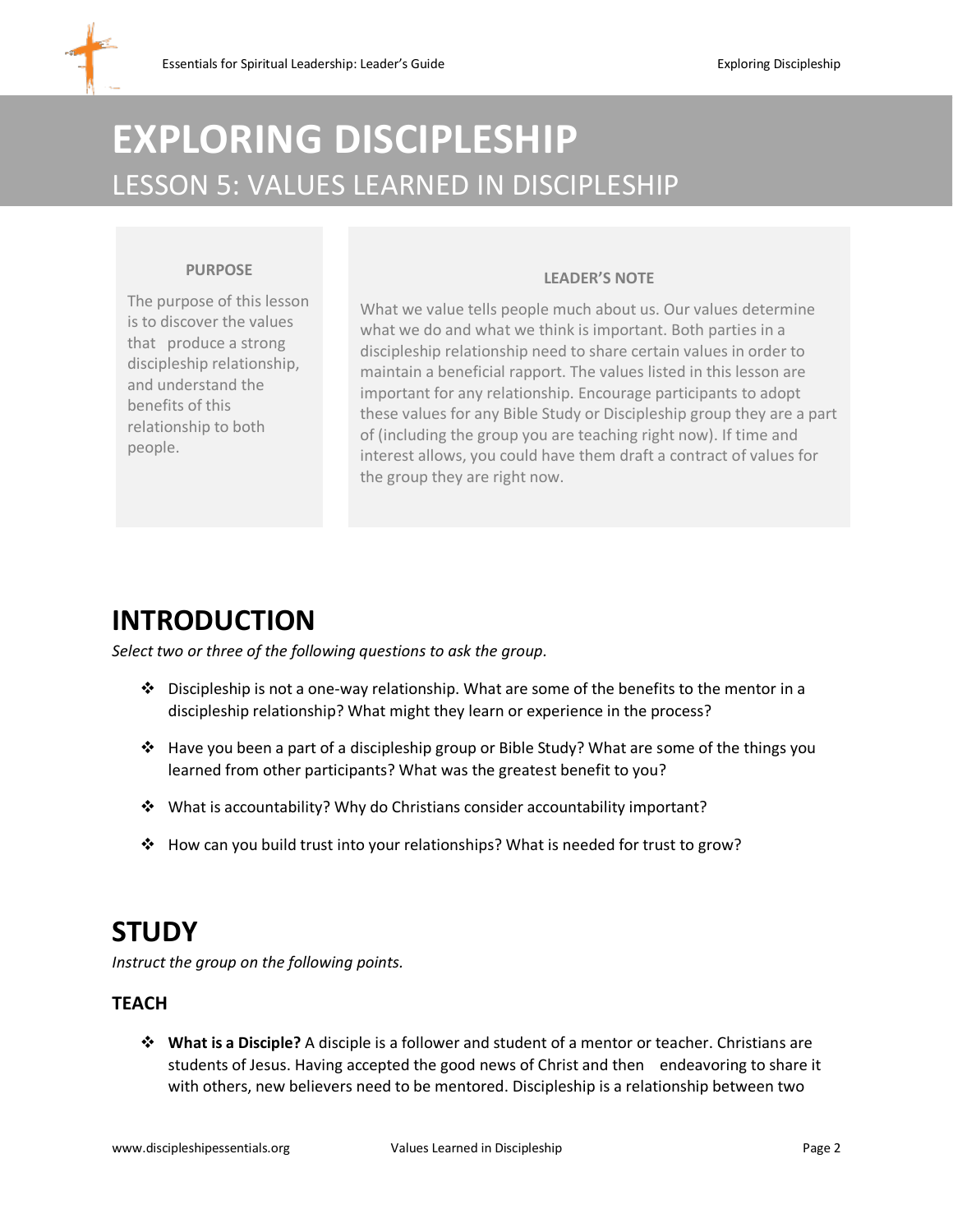# EXPLORING DISCIPLESHIP

## LESSON 5: VALUES LEARNED IN DISCIPLESHIP

**PURPOSE**

The purpose of this lesson is to discover the values that produce a strong discipleship relationship, and understand the benefits of this relationship to both people.

**LEADER'S NOTE**

What we value tells people much about us. Our values determine what we do and what we think is important. Both parties in a discipleship relationship need to share certain values in order to maintain a beneficial rapport. The values listed in this lesson are important for any relationship. Encourage participants to adopt these values for any Bible Study or Discipleship group they are a part of (including the group you are teaching right now). If time and interest allows, you could have them draft a contract of values for the group they are right now.

# INTRODUCTION

*Select two or three of the following questions to ask the group.*

- Discipleship is not a one-way relationship. What are some of the benefits to the mentor in a discipleship relationship? What might they learn or experience in the process?
- Have you been a part of a discipleship group or Bible Study? What are some of the things you learned from other participants? What was the greatest benefit to you?
- What is accountability? Why do Christians consider accountability important?
- How can you build trust into your relationships? What is needed for trust to grow?

# STUDY

*Instruct the group on the following points.*

## TEACH

- **What is a Disciple?** A disciple is a follower and student of a mentor or teacher. Christians are students of Jesus. Having accepted the good news of Christ and then endeavoring to share it with others, new believers need to be mentored. Discipleship is a relationship between two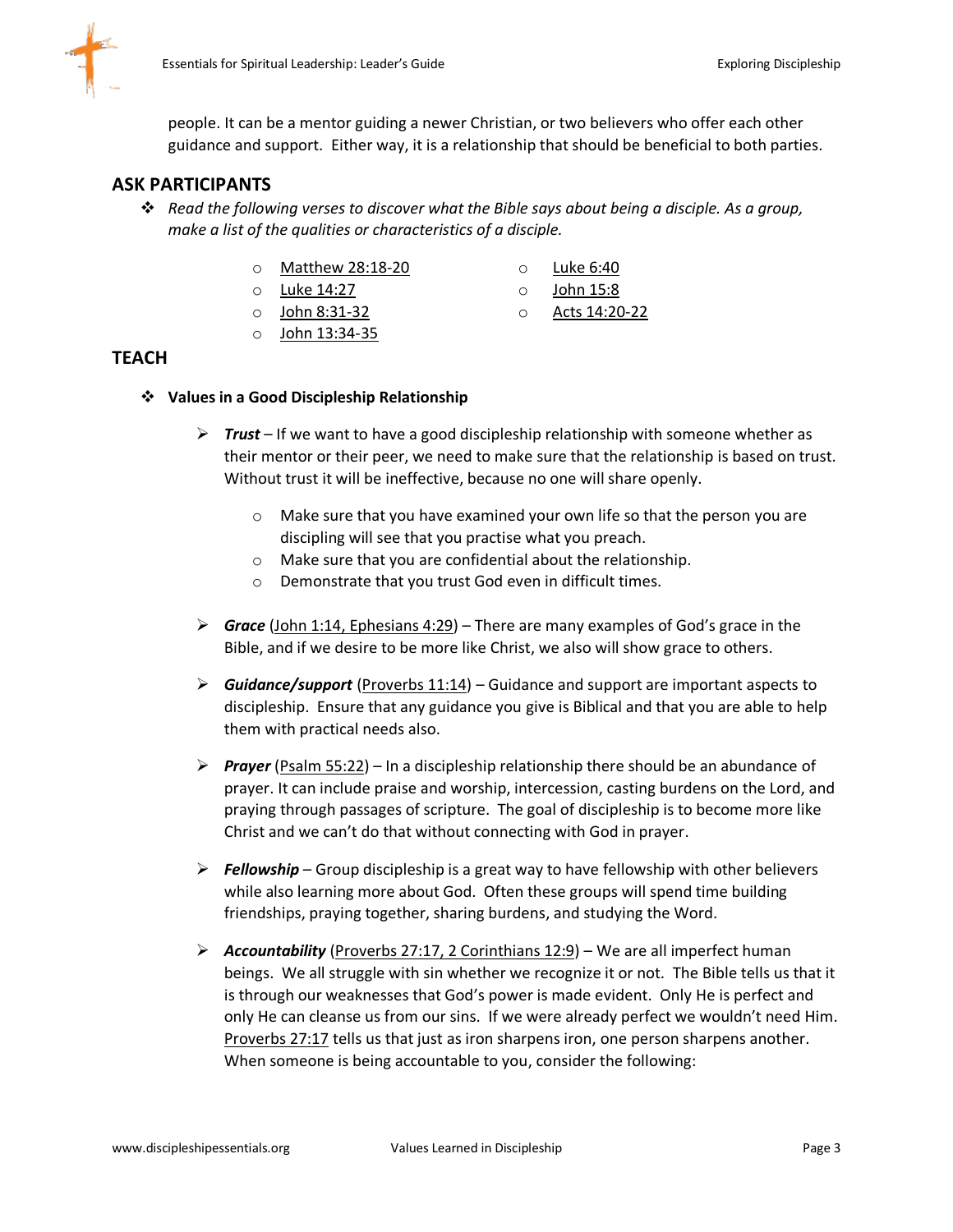people. It can be a mentor guiding a newer Christian, or two believers who offer each other guidance and support. Either way, it is a relationship that should be beneficial to both parties.

## ASK PARTICIPANTS

- *Read the following verses to discover what the Bible says about being a disciple. As a group, make a list of the qualities or characteristics of a disciple.*
  - Matthew 28:18-20
  - Luke 14:27
  - John 8:31-32
  - John 13:34-35
  - Luke 6:40
  - John 15:8
  - Acts 14:20-22

## TEACH

- **Values in a Good Discipleship Relationship**
  - ***Trust*** – If we want to have a good discipleship relationship with someone whether as their mentor or their peer, we need to make sure that the relationship is based on trust. Without trust it will be ineffective, because no one will share openly.
    - Make sure that you have examined your own life so that the person you are discipling will see that you practise what you preach.
    - Make sure that you are confidential about the relationship.
    - Demonstrate that you trust God even in difficult times.
  - ***Grace*** (John 1:14, Ephesians 4:29) – There are many examples of God's grace in the Bible, and if we desire to be more like Christ, we also will show grace to others.
  - ***Guidance/support*** (Proverbs 11:14) – Guidance and support are important aspects to discipleship. Ensure that any guidance you give is Biblical and that you are able to help them with practical needs also.
  - ***Prayer*** (Psalm 55:22) – In a discipleship relationship there should be an abundance of prayer. It can include praise and worship, intercession, casting burdens on the Lord, and praying through passages of scripture. The goal of discipleship is to become more like Christ and we can't do that without connecting with God in prayer.
  - ***Fellowship*** – Group discipleship is a great way to have fellowship with other believers while also learning more about God. Often these groups will spend time building friendships, praying together, sharing burdens, and studying the Word.
  - ***Accountability*** (Proverbs 27:17, 2 Corinthians 12:9) – We are all imperfect human beings. We all struggle with sin whether we recognize it or not. The Bible tells us that it is through our weaknesses that God's power is made evident. Only He is perfect and only He can cleanse us from our sins. If we were already perfect we wouldn't need Him. Proverbs 27:17 tells us that just as iron sharpens iron, one person sharpens another. When someone is being accountable to you, consider the following: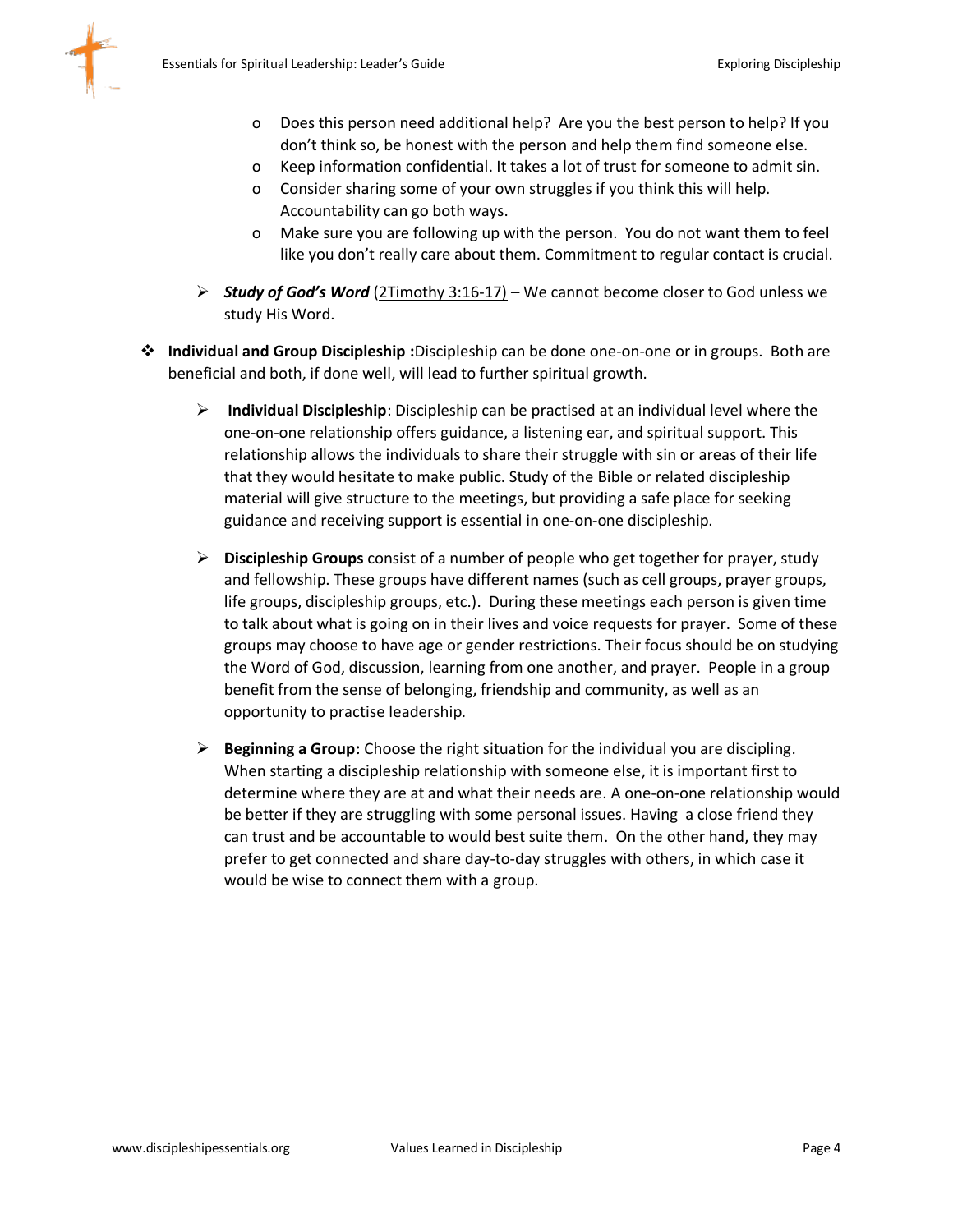- Does this person need additional help? Are you the best person to help? If you don't think so, be honest with the person and help them find someone else.
   - Keep information confidential. It takes a lot of trust for someone to admit sin.
   - Consider sharing some of your own struggles if you think this will help. Accountability can go both ways.
   - Make sure you are following up with the person. You do not want them to feel like you don't really care about them. Commitment to regular contact is crucial.

- ***Study of God's Word*** (2Timothy 3:16-17) – We cannot become closer to God unless we study His Word.

- **Individual and Group Discipleship :**Discipleship can be done one-on-one or in groups. Both are beneficial and both, if done well, will lead to further spiritual growth.

  - **Individual Discipleship**: Discipleship can be practised at an individual level where the one-on-one relationship offers guidance, a listening ear, and spiritual support. This relationship allows the individuals to share their struggle with sin or areas of their life that they would hesitate to make public. Study of the Bible or related discipleship material will give structure to the meetings, but providing a safe place for seeking guidance and receiving support is essential in one-on-one discipleship.

  - **Discipleship Groups** consist of a number of people who get together for prayer, study and fellowship. These groups have different names (such as cell groups, prayer groups, life groups, discipleship groups, etc.). During these meetings each person is given time to talk about what is going on in their lives and voice requests for prayer. Some of these groups may choose to have age or gender restrictions. Their focus should be on studying the Word of God, discussion, learning from one another, and prayer. People in a group benefit from the sense of belonging, friendship and community, as well as an opportunity to practise leadership.

  - **Beginning a Group:** Choose the right situation for the individual you are discipling. When starting a discipleship relationship with someone else, it is important first to determine where they are at and what their needs are. A one-on-one relationship would be better if they are struggling with some personal issues. Having a close friend they can trust and be accountable to would best suite them. On the other hand, they may prefer to get connected and share day-to-day struggles with others, in which case it would be wise to connect them with a group.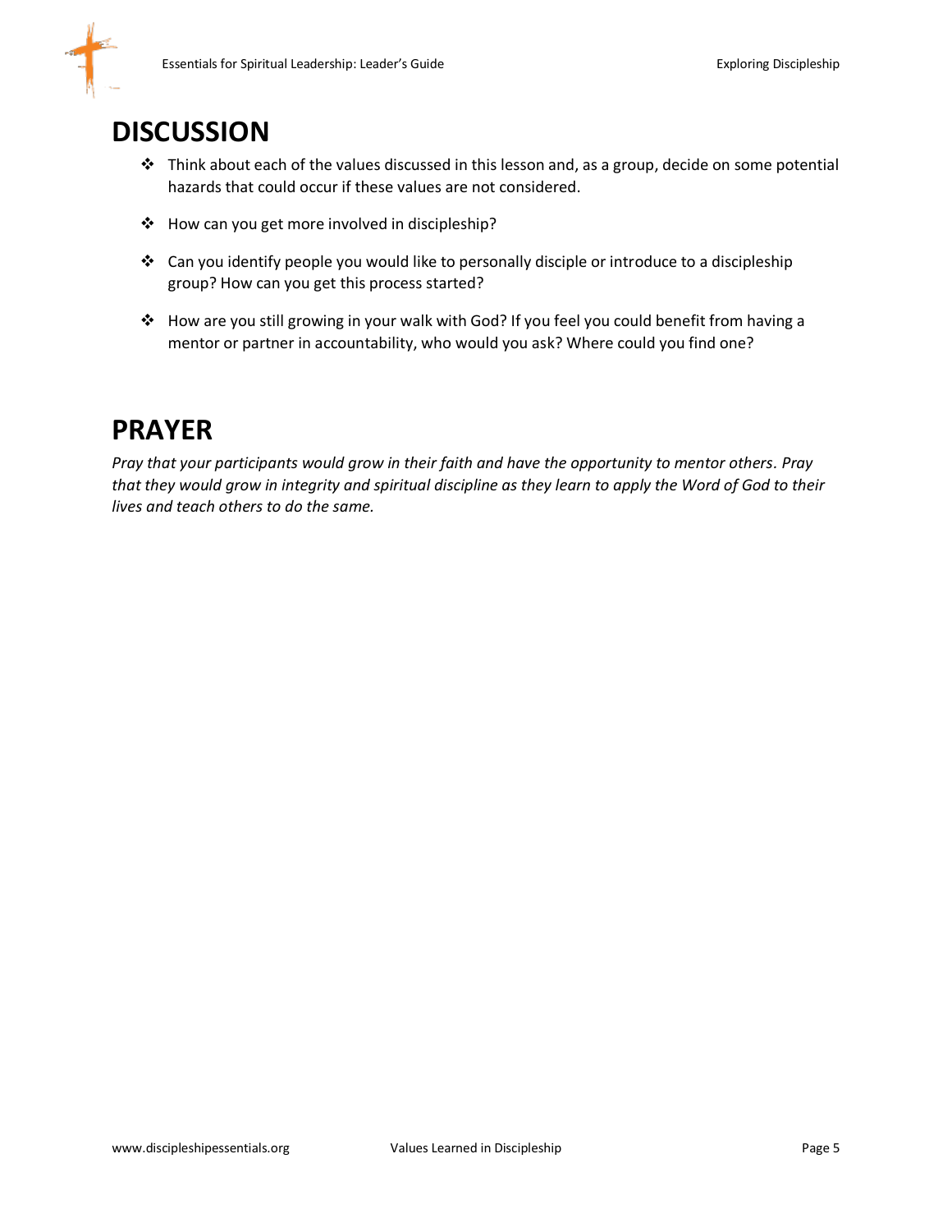## DISCUSSION

- Think about each of the values discussed in this lesson and, as a group, decide on some potential hazards that could occur if these values are not considered.
- How can you get more involved in discipleship?
- Can you identify people you would like to personally disciple or introduce to a discipleship group? How can you get this process started?
- How are you still growing in your walk with God? If you feel you could benefit from having a mentor or partner in accountability, who would you ask? Where could you find one?

## PRAYER

*Pray that your participants would grow in their faith and have the opportunity to mentor others. Pray that they would grow in integrity and spiritual discipline as they learn to apply the Word of God to their lives and teach others to do the same.*